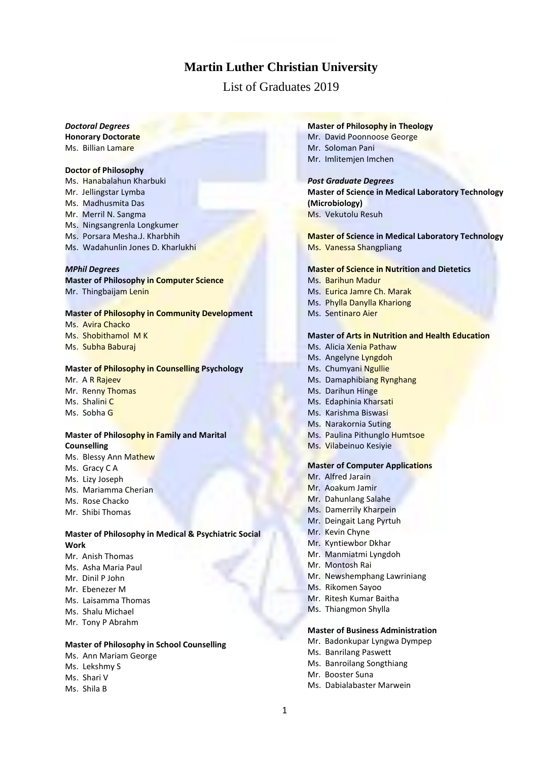# Martin Luther Christian University

## List of Graduates 2019

***Doctoral Degrees***

**Honorary Doctorate**

Ms. Billian Lamare

**Doctor of Philosophy**

Ms. Hanabalahun Kharbuki
Mr. Jellingstar Lymba
Ms. Madhusmita Das
Mr. Merril N. Sangma
Ms. Ningsangrenla Longkumer
Ms. Porsara Mesha.J. Kharbhih
Ms. Wadahunlin Jones D. Kharlukhi

***MPhil Degrees***

**Master of Philosophy in Computer Science**

Mr. Thingbaijam Lenin

**Master of Philosophy in Community Development**

Ms. Avira Chacko
Ms. Shobithamol M K
Ms. Subha Baburaj

**Master of Philosophy in Counselling Psychology**

Mr. A R Rajeev
Mr. Renny Thomas
Ms. Shalini C
Ms. Sobha G

**Master of Philosophy in Family and Marital Counselling**

Ms. Blessy Ann Mathew
Ms. Gracy C A
Ms. Lizy Joseph
Ms. Mariamma Cherian
Ms. Rose Chacko
Mr. Shibi Thomas

**Master of Philosophy in Medical & Psychiatric Social Work**

Mr. Anish Thomas
Ms. Asha Maria Paul
Mr. Dinil P John
Mr. Ebenezer M
Ms. Laisamma Thomas
Ms. Shalu Michael
Mr. Tony P Abrahm

**Master of Philosophy in School Counselling**

Ms. Ann Mariam George
Ms. Lekshmy S
Ms. Shari V
Ms. Shila B

**Master of Philosophy in Theology**

Mr. David Poonnoose George
Mr. Soloman Pani
Mr. Imlitemjen Imchen

***Post Graduate Degrees***

**Master of Science in Medical Laboratory Technology (Microbiology)**

Ms. Vekutolu Resuh

**Master of Science in Medical Laboratory Technology**

Ms. Vanessa Shangpliang

**Master of Science in Nutrition and Dietetics**

Ms. Barihun Madur
Ms. Eurica Jamre Ch. Marak
Ms. Phylla Danylla Khariong
Ms. Sentinaro Aier

**Master of Arts in Nutrition and Health Education**

Ms. Alicia Xenia Pathaw
Ms. Angelyne Lyngdoh
Ms. Chumyani Ngullie
Ms. Damaphibiang Rynghang
Ms. Darihun Hinge
Ms. Edaphinia Kharsati
Ms. Karishma Biswasi
Ms. Narakornia Suting
Ms. Paulina Pithunglo Humtsoe
Ms. Vilabeinuo Kesiyie

**Master of Computer Applications**

Mr. Alfred Jarain
Mr. Aoakum Jamir
Mr. Dahunlang Salahe
Ms. Damerrily Kharpein
Mr. Deingait Lang Pyrtuh
Mr. Kevin Chyne
Mr. Kyntiewbor Dkhar
Mr. Manmiatmi Lyngdoh
Mr. Montosh Rai
Mr. Newshemphang Lawriniang
Ms. Rikomen Sayoo
Mr. Ritesh Kumar Baitha
Ms. Thiangmon Shylla

**Master of Business Administration**

Mr. Badonkupar Lyngwa Dympep
Ms. Banrilang Paswett
Ms. Banroilang Songthiang
Mr. Booster Suna
Ms. Dabialabaster Marwein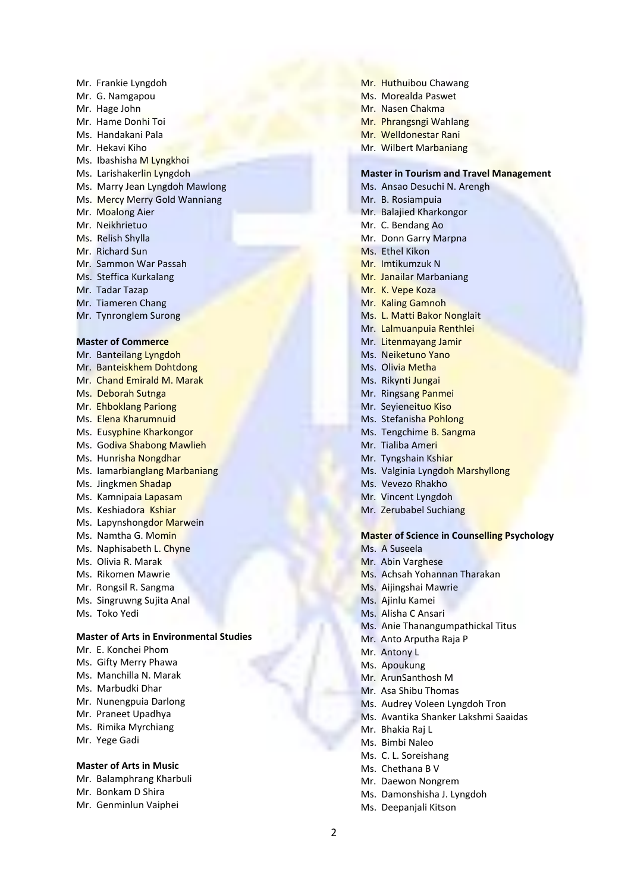Mr. Frankie Lyngdoh
Mr. G. Namgapou
Mr. Hage John
Mr. Hame Donhi Toi
Ms. Handakani Pala
Mr. Hekavi Kiho
Ms. Ibashisha M Lyngkhoi
Ms. Larishakerlin Lyngdoh
Ms. Marry Jean Lyngdoh Mawlong
Ms. Mercy Merry Gold Wanniang
Mr. Moalong Aier
Mr. Neikhrietuo
Ms. Relish Shylla
Mr. Richard Sun
Mr. Sammon War Passah
Ms. Steffica Kurkalang
Mr. Tadar Tazap
Mr. Tiameren Chang
Mr. Tynronglem Surong

**Master of Commerce**

Mr. Banteilang Lyngdoh
Mr. Banteiskhem Dohtdong
Mr. Chand Emirald M. Marak
Ms. Deborah Sutnga
Mr. Ehboklang Pariong
Ms. Elena Kharumnuid
Ms. Eusyphine Kharkongor
Ms. Godiva Shabong Mawlieh
Ms. Hunrisha Nongdhar
Ms. Iamarbianglang Marbaniang
Ms. Jingkmen Shadap
Ms. Kamnipaia Lapasam
Ms. Keshiadora Kshiar
Ms. Lapynshongdor Marwein
Ms. Namtha G. Momin
Ms. Naphisabeth L. Chyne
Ms. Olivia R. Marak
Ms. Rikomen Mawrie
Mr. Rongsil R. Sangma
Ms. Singruwng Sujita Anal
Ms. Toko Yedi

**Master of Arts in Environmental Studies**

Mr. E. Konchei Phom
Ms. Gifty Merry Phawa
Ms. Manchilla N. Marak
Ms. Marbudki Dhar
Mr. Nunengpuia Darlong
Mr. Praneet Upadhya
Ms. Rimika Myrchiang
Mr. Yege Gadi

**Master of Arts in Music**

Mr. Balamphrang Kharbuli
Mr. Bonkam D Shira
Mr. Genminlun Vaiphei
Mr. Huthuibou Chawang
Ms. Morealda Paswet
Mr. Nasen Chakma
Mr. Phrangsngi Wahlang
Mr. Welldonestar Rani
Mr. Wilbert Marbaniang

**Master in Tourism and Travel Management**

Ms. Ansao Desuchi N. Arengh
Mr. B. Rosiampuia
Mr. Balajied Kharkongor
Mr. C. Bendang Ao
Mr. Donn Garry Marpna
Ms. Ethel Kikon
Mr. Imtikumzuk N
Mr. Janailar Marbaniang
Mr. K. Vepe Koza
Mr. Kaling Gamnoh
Ms. L. Matti Bakor Nonglait
Mr. Lalmuanpuia Renthlei
Mr. Litenmayang Jamir
Ms. Neiketuno Yano
Ms. Olivia Metha
Ms. Rikynti Jungai
Mr. Ringsang Panmei
Mr. Seyieneituo Kiso
Ms. Stefanisha Pohlong
Ms. Tengchime B. Sangma
Mr. Tialiba Ameri
Mr. Tyngshain Kshiar
Ms. Valginia Lyngdoh Marshyllong
Ms. Vevezo Rhakho
Mr. Vincent Lyngdoh
Mr. Zerubabel Suchiang

**Master of Science in Counselling Psychology**

Ms. A Suseela
Mr. Abin Varghese
Ms. Achsah Yohannan Tharakan
Ms. Aijingshai Mawrie
Ms. Ajinlu Kamei
Ms. Alisha C Ansari
Ms. Anie Thanangumpathickal Titus
Mr. Anto Arputha Raja P
Mr. Antony L
Ms. Apoukung
Mr. ArunSanthosh M
Mr. Asa Shibu Thomas
Ms. Audrey Voleen Lyngdoh Tron
Ms. Avantika Shanker Lakshmi Saaidas
Mr. Bhakia Raj L
Ms. Bimbi Naleo
Ms. C. L. Soreishang
Ms. Chethana B V
Mr. Daewon Nongrem
Ms. Damonshisha J. Lyngdoh
Ms. Deepanjali Kitson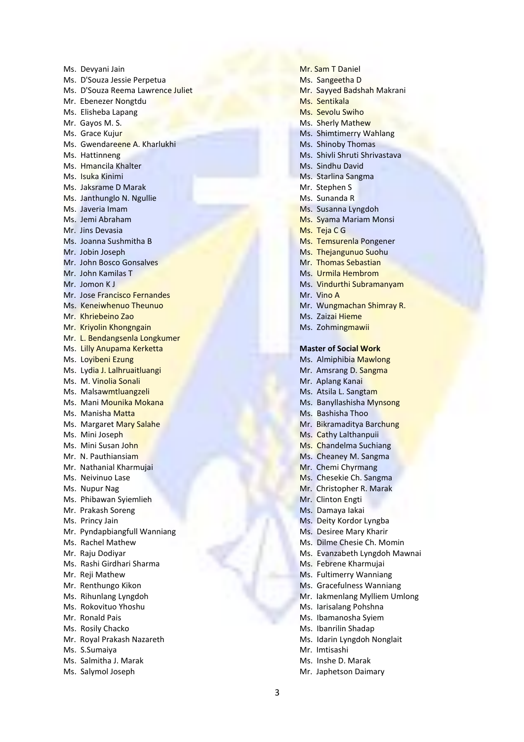Ms. Devyani Jain
Ms. D'Souza Jessie Perpetua
Ms. D'Souza Reema Lawrence Juliet
Mr. Ebenezer Nongtdu
Ms. Elisheba Lapang
Mr. Gayos M. S.
Ms. Grace Kujur
Ms. Gwendareene A. Kharlukhi
Ms. Hattinneng
Ms. Hmancila Khalter
Ms. Isuka Kinimi
Ms. Jaksrame D Marak
Ms. Janthunglo N. Ngullie
Ms. Javeria Imam
Ms. Jemi Abraham
Mr. Jins Devasia
Ms. Joanna Sushmitha B
Mr. Jobin Joseph
Mr. John Bosco Gonsalves
Mr. John Kamilas T
Mr. Jomon K J
Mr. Jose Francisco Fernandes
Ms. Keneiwhenuo Theunuo
Mr. Khriebeino Zao
Mr. Kriyolin Khongngain
Mr. L. Bendangsenla Longkumer
Ms. Lilly Anupama Kerketta
Ms. Loyibeni Ezung
Ms. Lydia J. Lalhruaitluangi
Ms. M. Vinolia Sonali
Ms. Malsawmtluangzeli
Ms. Mani Mounika Mokana
Ms. Manisha Matta
Ms. Margaret Mary Salahe
Ms. Mini Joseph
Ms. Mini Susan John
Mr. N. Pauthiansiam
Mr. Nathanial Kharmujai
Ms. Neivinuo Lase
Ms. Nupur Nag
Ms. Phibawan Syiemlieh
Mr. Prakash Soreng
Ms. Princy Jain
Mr. Pyndapbiangfull Wanniang
Ms. Rachel Mathew
Mr. Raju Dodiyar
Ms. Rashi Girdhari Sharma
Mr. Reji Mathew
Mr. Renthungo Kikon
Ms. Rihunlang Lyngdoh
Ms. Rokovituo Yhoshu
Mr. Ronald Pais
Ms. Rosily Chacko
Mr. Royal Prakash Nazareth
Ms. S.Sumaiya
Ms. Salmitha J. Marak
Ms. Salymol Joseph
Mr. Sam T Daniel
Ms. Sangeetha D
Mr. Sayyed Badshah Makrani
Ms. Sentikala
Ms. Sevolu Swiho
Ms. Sherly Mathew
Ms. Shimtimerry Wahlang
Ms. Shinoby Thomas
Ms. Shivli Shruti Shrivastava
Ms. Sindhu David
Ms. Starlina Sangma
Mr. Stephen S
Ms. Sunanda R
Ms. Susanna Lyngdoh
Ms. Syama Mariam Monsi
Ms. Teja C G
Ms. Temsurenla Pongener
Ms. Thejangunuo Suohu
Mr. Thomas Sebastian
Ms. Urmila Hembrom
Ms. Vindurthi Subramanyam
Mr. Vino A
Mr. Wungmachan Shimray R.
Ms. Zaizai Hieme
Ms. Zohmingmawii

**Master of Social Work**

Ms. Almiphibia Mawlong
Mr. Amsrang D. Sangma
Mr. Aplang Kanai
Ms. Atsila L. Sangtam
Ms. Banyllashisha Mynsong
Ms. Bashisha Thoo
Mr. Bikramaditya Barchung
Ms. Cathy Lalthanpuii
Ms. Chandelma Suchiang
Ms. Cheaney M. Sangma
Mr. Chemi Chyrmang
Ms. Chesekie Ch. Sangma
Mr. Christopher R. Marak
Mr. Clinton Engti
Ms. Damaya Iakai
Ms. Deity Kordor Lyngba
Ms. Desiree Mary Kharir
Ms. Dilme Chesie Ch. Momin
Ms. Evanzabeth Lyngdoh Mawnai
Ms. Febrene Kharmujai
Ms. Fultimerry Wanniang
Ms. Gracefulness Wanniang
Mr. Iakmenlang Mylliem Umlong
Ms. Iarisalang Pohshna
Ms. Ibamanosha Syiem
Ms. Ibanrilin Shadap
Ms. Idarin Lyngdoh Nonglait
Mr. Imtisashi
Ms. Inshe D. Marak
Mr. Japhetson Daimary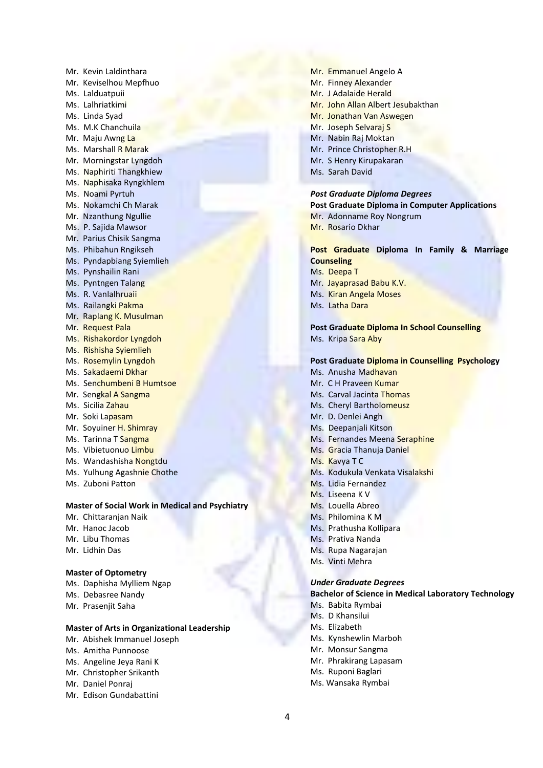Mr. Kevin Laldinthara
Mr. Keviselhou Mepfhuo
Ms. Lalduatpuii
Ms. Lalhriatkimi
Ms. Linda Syad
Ms. M.K Chanchuila
Mr. Maju Awng La
Ms. Marshall R Marak
Mr. Morningstar Lyngdoh
Ms. Naphiriti Thangkhiew
Ms. Naphisaka Ryngkhlem
Ms. Noami Pyrtuh
Ms. Nokamchi Ch Marak
Mr. Nzanthung Ngullie
Ms. P. Sajida Mawsor
Mr. Parius Chisik Sangma
Ms. Phibahun Rngikseh
Ms. Pyndapbiang Syiemlieh
Ms. Pynshailin Rani
Ms. Pyntngen Talang
Ms. R. Vanlalhruaii
Ms. Railangki Pakma
Mr. Raplang K. Musulman
Mr. Request Pala
Ms. Rishakordor Lyngdoh
Ms. Rishisha Syiemlieh
Ms. Rosemylin Lyngdoh
Ms. Sakadaemi Dkhar
Ms. Senchumbeni B Humtsoe
Mr. Sengkal A Sangma
Ms. Sicilia Zahau
Mr. Soki Lapasam
Mr. Soyuiner H. Shimray
Ms. Tarinna T Sangma
Ms. Vibietuonuo Limbu
Ms. Wandashisha Nongtdu
Ms. Yulhung Agashnie Chothe
Ms. Zuboni Patton

**Master of Social Work in Medical and Psychiatry**

Mr. Chittaranjan Naik
Mr. Hanoc Jacob
Mr. Libu Thomas
Mr. Lidhin Das

**Master of Optometry**

Ms. Daphisha Mylliem Ngap
Ms. Debasree Nandy
Mr. Prasenjit Saha

**Master of Arts in Organizational Leadership**

Mr. Abishek Immanuel Joseph
Ms. Amitha Punnoose
Ms. Angeline Jeya Rani K
Mr. Christopher Srikanth
Mr. Daniel Ponraj
Mr. Edison Gundabattini
Mr. Emmanuel Angelo A
Mr. Finney Alexander
Mr. J Adalaide Herald
Mr. John Allan Albert Jesubakthan
Mr. Jonathan Van Aswegen
Mr. Joseph Selvaraj S
Mr. Nabin Raj Moktan
Mr. Prince Christopher R.H
Mr. S Henry Kirupakaran
Ms. Sarah David

***Post Graduate Diploma Degrees***

**Post Graduate Diploma in Computer Applications**

Mr. Adonname Roy Nongrum
Mr. Rosario Dkhar

**Post Graduate Diploma In Family & Marriage Counseling**

Ms. Deepa T
Mr. Jayaprasad Babu K.V.
Ms. Kiran Angela Moses
Ms. Latha Dara

**Post Graduate Diploma In School Counselling**

Ms. Kripa Sara Aby

**Post Graduate Diploma in Counselling Psychology**

Ms. Anusha Madhavan
Mr. C H Praveen Kumar
Ms. Carval Jacinta Thomas
Ms. Cheryl Bartholomeusz
Mr. D. Denlei Angh
Ms. Deepanjali Kitson
Ms. Fernandes Meena Seraphine
Ms. Gracia Thanuja Daniel
Ms. Kavya T C
Ms. Kodukula Venkata Visalakshi
Ms. Lidia Fernandez
Ms. Liseena K V
Ms. Louella Abreo
Ms. Philomina K M
Ms. Prathusha Kollipara
Ms. Prativa Nanda
Ms. Rupa Nagarajan
Ms. Vinti Mehra

***Under Graduate Degrees***

**Bachelor of Science in Medical Laboratory Technology**

Ms. Babita Rymbai
Ms. D Khansilui
Ms. Elizabeth
Ms. Kynshewlin Marboh
Mr. Monsur Sangma
Mr. Phrakirang Lapasam
Ms. Ruponi Baglari
Ms. Wansaka Rymbai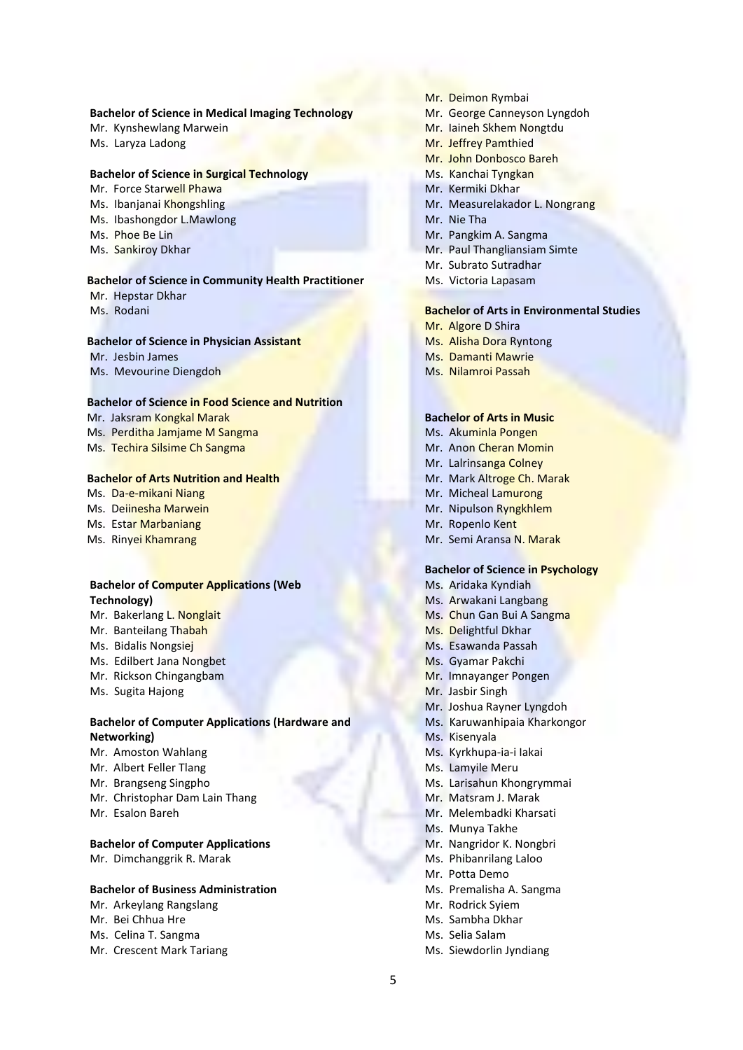**Bachelor of Science in Medical Imaging Technology**

Mr. Kynshewlang Marwein
Ms. Laryza Ladong

**Bachelor of Science in Surgical Technology**

Mr. Force Starwell Phawa
Ms. Ibanjanai Khongshling
Ms. Ibashongdor L.Mawlong
Ms. Phoe Be Lin
Ms. Sankiroy Dkhar

**Bachelor of Science in Community Health Practitioner**

Mr. Hepstar Dkhar
Ms. Rodani

**Bachelor of Science in Physician Assistant**

Mr. Jesbin James
Ms. Mevourine Diengdoh

**Bachelor of Science in Food Science and Nutrition**

Mr. Jaksram Kongkal Marak
Ms. Perditha Jamjame M Sangma
Ms. Techira Silsime Ch Sangma

**Bachelor of Arts Nutrition and Health**

Ms. Da-e-mikani Niang
Ms. Deiinesha Marwein
Ms. Estar Marbaniang
Ms. Rinyei Khamrang

**Bachelor of Computer Applications (Web Technology)**

Mr. Bakerlang L. Nonglait
Mr. Banteilang Thabah
Ms. Bidalis Nongsiej
Ms. Edilbert Jana Nongbet
Mr. Rickson Chingangbam
Ms. Sugita Hajong

**Bachelor of Computer Applications (Hardware and Networking)**

Mr. Amoston Wahlang
Mr. Albert Feller Tlang
Mr. Brangseng Singpho
Mr. Christophar Dam Lain Thang
Mr. Esalon Bareh

**Bachelor of Computer Applications**

Mr. Dimchanggrik R. Marak

**Bachelor of Business Administration**

Mr. Arkeylang Rangslang
Mr. Bei Chhua Hre
Ms. Celina T. Sangma
Mr. Crescent Mark Tariang
Mr. Deimon Rymbai
Mr. George Canneyson Lyngdoh
Mr. Iaineh Skhem Nongtdu
Mr. Jeffrey Pamthied
Mr. John Donbosco Bareh
Ms. Kanchai Tyngkan
Mr. Kermiki Dkhar
Mr. Measurelakador L. Nongrang
Mr. Nie Tha
Mr. Pangkim A. Sangma
Mr. Paul Thangliansiam Simte
Mr. Subrato Sutradhar
Ms. Victoria Lapasam

**Bachelor of Arts in Environmental Studies**

Mr. Algore D Shira
Ms. Alisha Dora Ryntong
Ms. Damanti Mawrie
Ms. Nilamroi Passah

**Bachelor of Arts in Music**

Ms. Akuminla Pongen
Mr. Anon Cheran Momin
Mr. Lalrinsanga Colney
Mr. Mark Altroge Ch. Marak
Mr. Micheal Lamurong
Mr. Nipulson Ryngkhlem
Mr. Ropenlo Kent
Mr. Semi Aransa N. Marak

**Bachelor of Science in Psychology**

Ms. Aridaka Kyndiah
Ms. Arwakani Langbang
Ms. Chun Gan Bui A Sangma
Ms. Delightful Dkhar
Ms. Esawanda Passah
Ms. Gyamar Pakchi
Mr. Imnayanger Pongen
Mr. Jasbir Singh
Mr. Joshua Rayner Lyngdoh
Ms. Karuwanhipaia Kharkongor
Ms. Kisenyala
Ms. Kyrkhupa-ia-i Iakai
Ms. Lamyile Meru
Ms. Larisahun Khongrymmai
Mr. Matsram J. Marak
Mr. Melembadki Kharsati
Ms. Munya Takhe
Mr. Nangridor K. Nongbri
Ms. Phibanrilang Laloo
Mr. Potta Demo
Ms. Premalisha A. Sangma
Mr. Rodrick Syiem
Ms. Sambha Dkhar
Ms. Selia Salam
Ms. Siewdorlin Jyndiang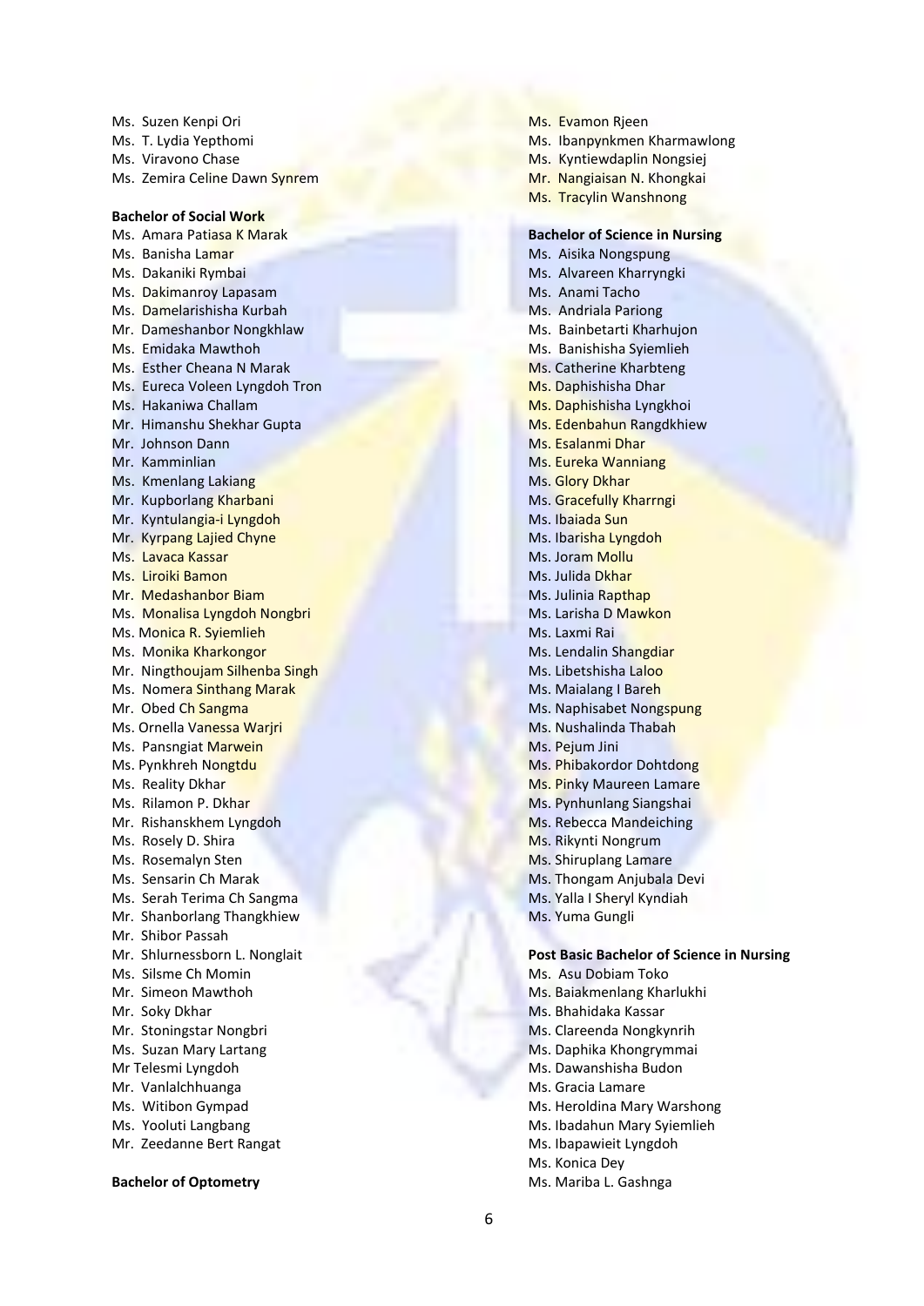Ms. Suzen Kenpi Ori
Ms. T. Lydia Yepthomi
Ms. Viravono Chase
Ms. Zemira Celine Dawn Synrem

**Bachelor of Social Work**

Ms. Amara Patiasa K Marak
Ms. Banisha Lamar
Ms. Dakaniki Rymbai
Ms. Dakimanroy Lapasam
Ms. Damelarishisha Kurbah
Mr. Dameshanbor Nongkhlaw
Ms. Emidaka Mawthoh
Ms. Esther Cheana N Marak
Ms. Eureca Voleen Lyngdoh Tron
Ms. Hakaniwa Challam
Mr. Himanshu Shekhar Gupta
Mr. Johnson Dann
Mr. Kamminlian
Ms. Kmenlang Lakiang
Mr. Kupborlang Kharbani
Mr. Kyntulangia-i Lyngdoh
Mr. Kyrpang Lajied Chyne
Ms. Lavaca Kassar
Ms. Liroiki Bamon
Mr. Medashanbor Biam
Ms. Monalisa Lyngdoh Nongbri
Ms. Monica R. Syiemlieh
Ms. Monika Kharkongor
Mr. Ningthoujam Silhenba Singh
Ms. Nomera Sinthang Marak
Mr. Obed Ch Sangma
Ms. Ornella Vanessa Warjri
Ms. Pansngiat Marwein
Ms. Pynkhreh Nongtdu
Ms. Reality Dkhar
Ms. Rilamon P. Dkhar
Mr. Rishanskhem Lyngdoh
Ms. Rosely D. Shira
Ms. Rosemalyn Sten
Ms. Sensarin Ch Marak
Ms. Serah Terima Ch Sangma
Mr. Shanborlang Thangkhiew
Mr. Shibor Passah
Mr. Shlurnessborn L. Nonglait
Ms. Silsme Ch Momin
Mr. Simeon Mawthoh
Mr. Soky Dkhar
Mr. Stoningstar Nongbri
Ms. Suzan Mary Lartang
Mr Telesmi Lyngdoh
Mr. Vanlalchhuanga
Ms. Witibon Gympad
Ms. Yooluti Langbang
Mr. Zeedanne Bert Rangat

**Bachelor of Optometry**

Ms. Evamon Rjeen
Ms. Ibanpynkmen Kharmawlong
Ms. Kyntiewdaplin Nongsiej
Mr. Nangiaisan N. Khongkai
Ms. Tracylin Wanshnong

**Bachelor of Science in Nursing**

Ms. Aisika Nongspung
Ms. Alvareen Kharryngki
Ms. Anami Tacho
Ms. Andriala Pariong
Ms. Bainbetarti Kharhujon
Ms. Banishisha Syiemlieh
Ms. Catherine Kharbteng
Ms. Daphishisha Dhar
Ms. Daphishisha Lyngkhoi
Ms. Edenbahun Rangdkhiew
Ms. Esalanmi Dhar
Ms. Eureka Wanniang
Ms. Glory Dkhar
Ms. Gracefully Kharrngi
Ms. Ibaiada Sun
Ms. Ibarisha Lyngdoh
Ms. Joram Mollu
Ms. Julida Dkhar
Ms. Julinia Rapthap
Ms. Larisha D Mawkon
Ms. Laxmi Rai
Ms. Lendalin Shangdiar
Ms. Libetshisha Laloo
Ms. Maialang I Bareh
Ms. Naphisabet Nongspung
Ms. Nushalinda Thabah
Ms. Pejum Jini
Ms. Phibakordor Dohtdong
Ms. Pinky Maureen Lamare
Ms. Pynhunlang Siangshai
Ms. Rebecca Mandeiching
Ms. Rikynti Nongrum
Ms. Shiruplang Lamare
Ms. Thongam Anjubala Devi
Ms. Yalla I Sheryl Kyndiah
Ms. Yuma Gungli

**Post Basic Bachelor of Science in Nursing**

Ms. Asu Dobiam Toko
Ms. Baiakmenlang Kharlukhi
Ms. Bhahidaka Kassar
Ms. Clareenda Nongkynrih
Ms. Daphika Khongrymmai
Ms. Dawanshisha Budon
Ms. Gracia Lamare
Ms. Heroldina Mary Warshong
Ms. Ibadahun Mary Syiemlieh
Ms. Ibapawieit Lyngdoh
Ms. Konica Dey
Ms. Mariba L. Gashnga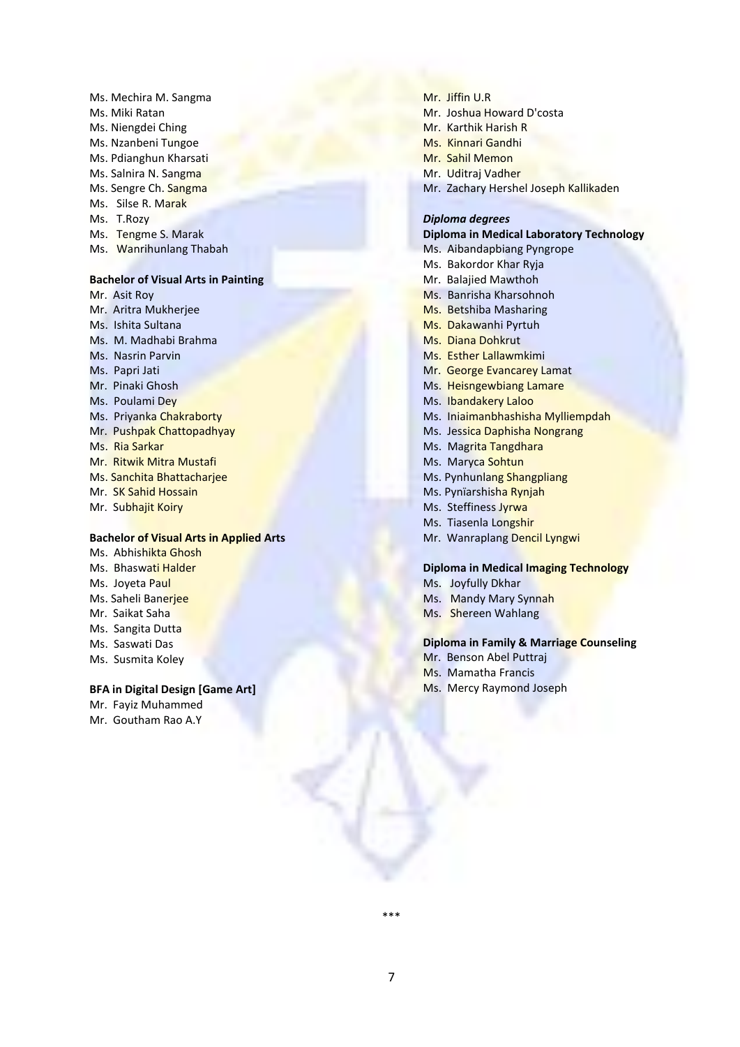Ms. Mechira M. Sangma
Ms. Miki Ratan
Ms. Niengdei Ching
Ms. Nzanbeni Tungoe
Ms. Pdianghun Kharsati
Ms. Salnira N. Sangma
Ms. Sengre Ch. Sangma
Ms. Silse R. Marak
Ms. T.Rozy
Ms. Tengme S. Marak
Ms. Wanrihunlang Thabah

**Bachelor of Visual Arts in Painting**

Mr. Asit Roy
Mr. Aritra Mukherjee
Ms. Ishita Sultana
Ms. M. Madhabi Brahma
Ms. Nasrin Parvin
Ms. Papri Jati
Mr. Pinaki Ghosh
Ms. Poulami Dey
Ms. Priyanka Chakraborty
Mr. Pushpak Chattopadhyay
Ms. Ria Sarkar
Mr. Ritwik Mitra Mustafi
Ms. Sanchita Bhattacharjee
Mr. SK Sahid Hossain
Mr. Subhajit Koiry

**Bachelor of Visual Arts in Applied Arts**

Ms. Abhishikta Ghosh
Ms. Bhaswati Halder
Ms. Joyeta Paul
Ms. Saheli Banerjee
Mr. Saikat Saha
Ms. Sangita Dutta
Ms. Saswati Das
Ms. Susmita Koley

**BFA in Digital Design [Game Art]**

Mr. Fayiz Muhammed
Mr. Goutham Rao A.Y
Mr. Jiffin U.R
Mr. Joshua Howard D'costa
Mr. Karthik Harish R
Ms. Kinnari Gandhi
Mr. Sahil Memon
Mr. Uditraj Vadher
Mr. Zachary Hershel Joseph Kallikaden

***Diploma degrees***

**Diploma in Medical Laboratory Technology**

Ms. Aibandapbiang Pyngrope
Ms. Bakordor Khar Ryja
Mr. Balajied Mawthoh
Ms. Banrisha Kharsohnoh
Ms. Betshiba Masharing
Ms. Dakawanhi Pyrtuh
Ms. Diana Dohkrut
Ms. Esther Lallawmkimi
Mr. George Evancarey Lamat
Ms. Heisngewbiang Lamare
Ms. Ibandakery Laloo
Ms. Iniaimanbhashisha Mylliempdah
Ms. Jessica Daphisha Nongrang
Ms. Magrita Tangdhara
Ms. Maryca Sohtun
Ms. Pynhunlang Shangpliang
Ms. Pynïarshisha Rynjah
Ms. Steffiness Jyrwa
Ms. Tiasenla Longshir
Mr. Wanraplang Dencil Lyngwi

**Diploma in Medical Imaging Technology**

Ms. Joyfully Dkhar
Ms. Mandy Mary Synnah
Ms. Shereen Wahlang

**Diploma in Family & Marriage Counseling**

Mr. Benson Abel Puttraj
Ms. Mamatha Francis
Ms. Mercy Raymond Joseph

***